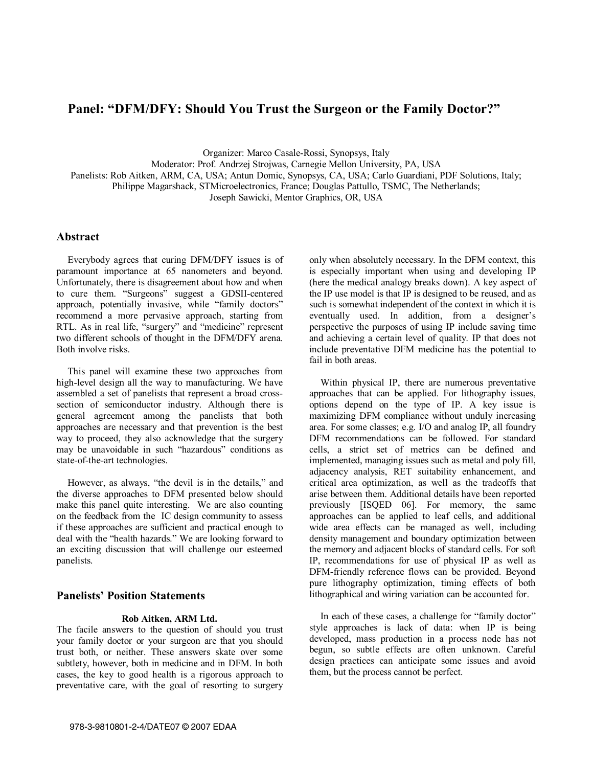# Panel: "DFM/DFY: Should You Trust the Surgeon or the Family Doctor?"

Organizer: Marco Casale-Rossi, Synopsys, Italy
Moderator: Prof. Andrzej Strojwas, Carnegie Mellon University, PA, USA
Panelists: Rob Aitken, ARM, CA, USA; Antun Domic, Synopsys, CA, USA; Carlo Guardiani, PDF Solutions, Italy; Philippe Magarshack, STMicroelectronics, France; Douglas Pattullo, TSMC, The Netherlands; Joseph Sawicki, Mentor Graphics, OR, USA

## Abstract

Everybody agrees that curing DFM/DFY issues is of paramount importance at 65 nanometers and beyond. Unfortunately, there is disagreement about how and when to cure them. "Surgeons" suggest a GDSII-centered approach, potentially invasive, while "family doctors" recommend a more pervasive approach, starting from RTL. As in real life, "surgery" and "medicine" represent two different schools of thought in the DFM/DFY arena. Both involve risks.

This panel will examine these two approaches from high-level design all the way to manufacturing. We have assembled a set of panelists that represent a broad cross-section of semiconductor industry. Although there is general agreement among the panelists that both approaches are necessary and that prevention is the best way to proceed, they also acknowledge that the surgery may be unavoidable in such "hazardous" conditions as state-of-the-art technologies.

However, as always, "the devil is in the details," and the diverse approaches to DFM presented below should make this panel quite interesting. We are also counting on the feedback from the IC design community to assess if these approaches are sufficient and practical enough to deal with the "health hazards." We are looking forward to an exciting discussion that will challenge our esteemed panelists.

## Panelists' Position Statements

### Rob Aitken, ARM Ltd.

The facile answers to the question of should you trust your family doctor or your surgeon are that you should trust both, or neither. These answers skate over some subtlety, however, both in medicine and in DFM. In both cases, the key to good health is a rigorous approach to preventative care, with the goal of resorting to surgery only when absolutely necessary. In the DFM context, this is especially important when using and developing IP (here the medical analogy breaks down). A key aspect of the IP use model is that IP is designed to be reused, and as such is somewhat independent of the context in which it is eventually used. In addition, from a designer's perspective the purposes of using IP include saving time and achieving a certain level of quality. IP that does not include preventative DFM medicine has the potential to fail in both areas.

Within physical IP, there are numerous preventative approaches that can be applied. For lithography issues, options depend on the type of IP. A key issue is maximizing DFM compliance without unduly increasing area. For some classes; e.g. I/O and analog IP, all foundry DFM recommendations can be followed. For standard cells, a strict set of metrics can be defined and implemented, managing issues such as metal and poly fill, adjacency analysis, RET suitability enhancement, and critical area optimization, as well as the tradeoffs that arise between them. Additional details have been reported previously [ISQED 06]. For memory, the same approaches can be applied to leaf cells, and additional wide area effects can be managed as well, including density management and boundary optimization between the memory and adjacent blocks of standard cells. For soft IP, recommendations for use of physical IP as well as DFM-friendly reference flows can be provided. Beyond pure lithography optimization, timing effects of both lithographical and wiring variation can be accounted for.

In each of these cases, a challenge for "family doctor" style approaches is lack of data: when IP is being developed, mass production in a process node has not begun, so subtle effects are often unknown. Careful design practices can anticipate some issues and avoid them, but the process cannot be perfect.

978-3-9810801-2-4/DATE07 © 2007 EDAA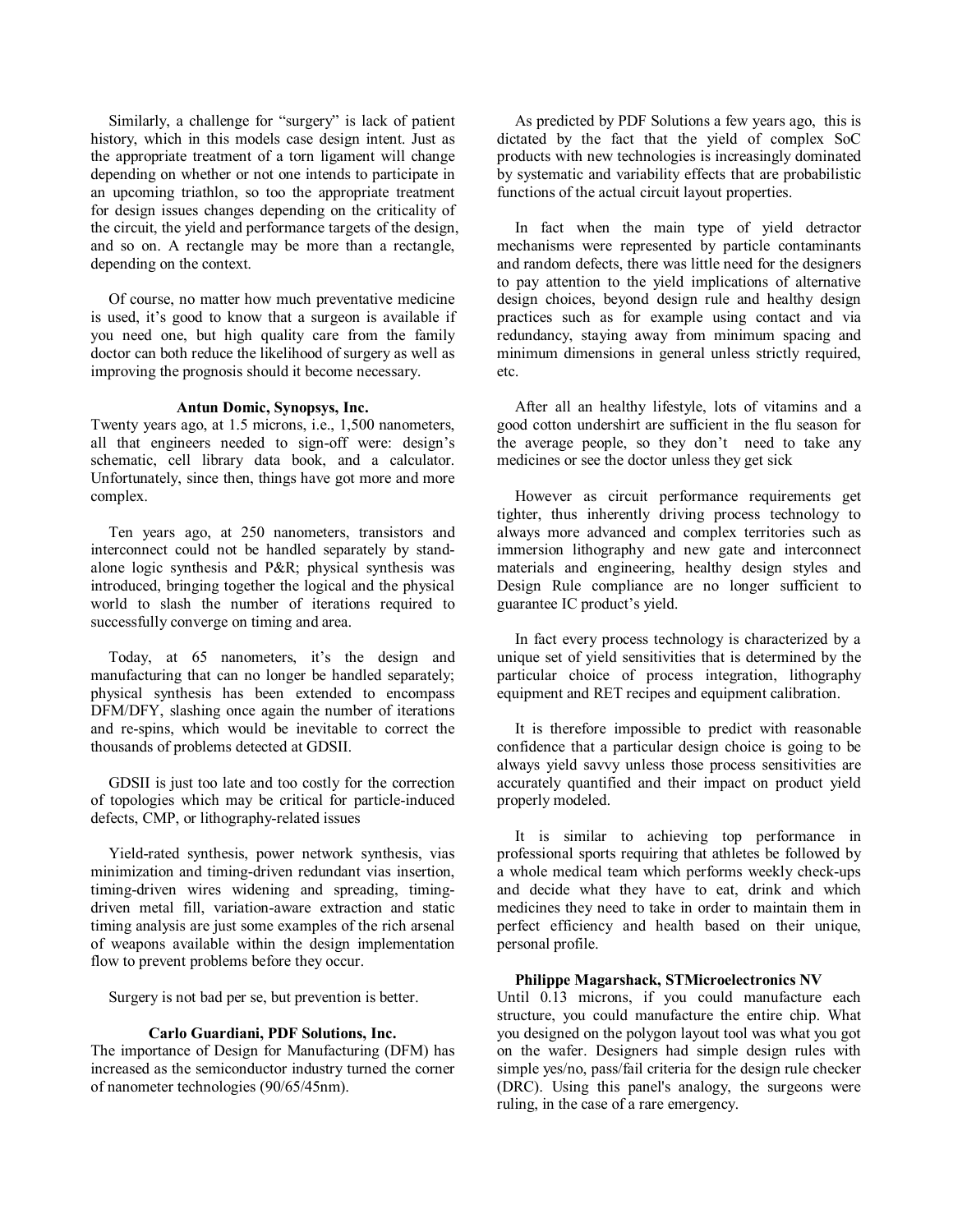Similarly, a challenge for "surgery" is lack of patient history, which in this models case design intent. Just as the appropriate treatment of a torn ligament will change depending on whether or not one intends to participate in an upcoming triathlon, so too the appropriate treatment for design issues changes depending on the criticality of the circuit, the yield and performance targets of the design, and so on. A rectangle may be more than a rectangle, depending on the context.

Of course, no matter how much preventative medicine is used, it's good to know that a surgeon is available if you need one, but high quality care from the family doctor can both reduce the likelihood of surgery as well as improving the prognosis should it become necessary.

**Antun Domic, Synopsys, Inc.**

Twenty years ago, at 1.5 microns, i.e., 1,500 nanometers, all that engineers needed to sign-off were: design's schematic, cell library data book, and a calculator. Unfortunately, since then, things have got more and more complex.

Ten years ago, at 250 nanometers, transistors and interconnect could not be handled separately by stand-alone logic synthesis and P&R; physical synthesis was introduced, bringing together the logical and the physical world to slash the number of iterations required to successfully converge on timing and area.

Today, at 65 nanometers, it's the design and manufacturing that can no longer be handled separately; physical synthesis has been extended to encompass DFM/DFY, slashing once again the number of iterations and re-spins, which would be inevitable to correct the thousands of problems detected at GDSII.

GDSII is just too late and too costly for the correction of topologies which may be critical for particle-induced defects, CMP, or lithography-related issues

Yield-rated synthesis, power network synthesis, vias minimization and timing-driven redundant vias insertion, timing-driven wires widening and spreading, timing-driven metal fill, variation-aware extraction and static timing analysis are just some examples of the rich arsenal of weapons available within the design implementation flow to prevent problems before they occur.

Surgery is not bad per se, but prevention is better.

**Carlo Guardiani, PDF Solutions, Inc.**

The importance of Design for Manufacturing (DFM) has increased as the semiconductor industry turned the corner of nanometer technologies (90/65/45nm).

As predicted by PDF Solutions a few years ago, this is dictated by the fact that the yield of complex SoC products with new technologies is increasingly dominated by systematic and variability effects that are probabilistic functions of the actual circuit layout properties.

In fact when the main type of yield detractor mechanisms were represented by particle contaminants and random defects, there was little need for the designers to pay attention to the yield implications of alternative design choices, beyond design rule and healthy design practices such as for example using contact and via redundancy, staying away from minimum spacing and minimum dimensions in general unless strictly required, etc.

After all an healthy lifestyle, lots of vitamins and a good cotton undershirt are sufficient in the flu season for the average people, so they don't need to take any medicines or see the doctor unless they get sick

However as circuit performance requirements get tighter, thus inherently driving process technology to always more advanced and complex territories such as immersion lithography and new gate and interconnect materials and engineering, healthy design styles and Design Rule compliance are no longer sufficient to guarantee IC product's yield.

In fact every process technology is characterized by a unique set of yield sensitivities that is determined by the particular choice of process integration, lithography equipment and RET recipes and equipment calibration.

It is therefore impossible to predict with reasonable confidence that a particular design choice is going to be always yield savvy unless those process sensitivities are accurately quantified and their impact on product yield properly modeled.

It is similar to achieving top performance in professional sports requiring that athletes be followed by a whole medical team which performs weekly check-ups and decide what they have to eat, drink and which medicines they need to take in order to maintain them in perfect efficiency and health based on their unique, personal profile.

**Philippe Magarshack, STMicroelectronics NV**

Until 0.13 microns, if you could manufacture each structure, you could manufacture the entire chip. What you designed on the polygon layout tool was what you got on the wafer. Designers had simple design rules with simple yes/no, pass/fail criteria for the design rule checker (DRC). Using this panel's analogy, the surgeons were ruling, in the case of a rare emergency.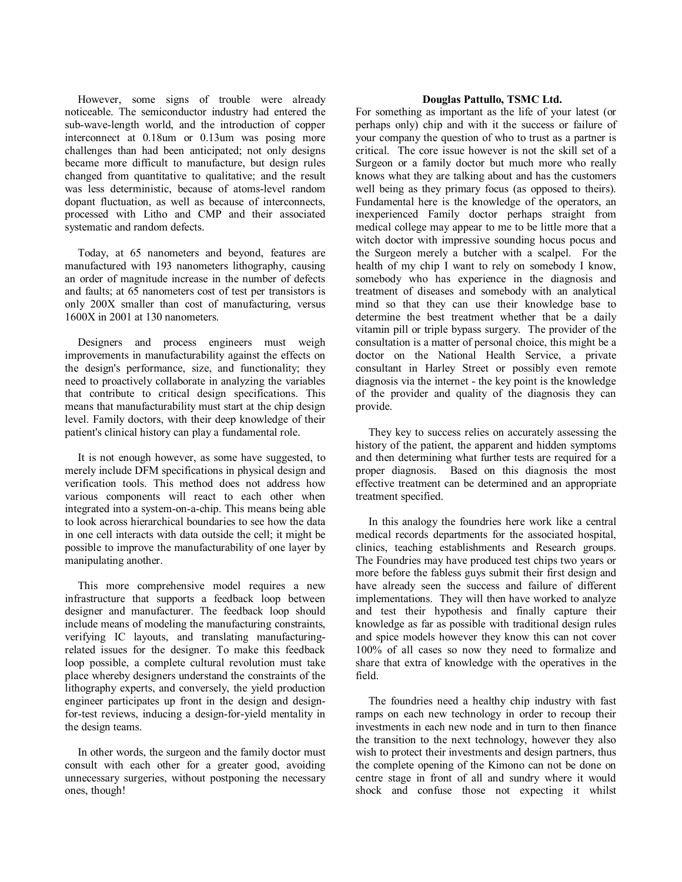However, some signs of trouble were already noticeable. The semiconductor industry had entered the sub-wave-length world, and the introduction of copper interconnect at 0.18um or 0.13um was posing more challenges than had been anticipated; not only designs became more difficult to manufacture, but design rules changed from quantitative to qualitative; and the result was less deterministic, because of atoms-level random dopant fluctuation, as well as because of interconnects, processed with Litho and CMP and their associated systematic and random defects.

Today, at 65 nanometers and beyond, features are manufactured with 193 nanometers lithography, causing an order of magnitude increase in the number of defects and faults; at 65 nanometers cost of test per transistors is only 200X smaller than cost of manufacturing, versus 1600X in 2001 at 130 nanometers.

Designers and process engineers must weigh improvements in manufacturability against the effects on the design's performance, size, and functionality; they need to proactively collaborate in analyzing the variables that contribute to critical design specifications. This means that manufacturability must start at the chip design level. Family doctors, with their deep knowledge of their patient's clinical history can play a fundamental role.

It is not enough however, as some have suggested, to merely include DFM specifications in physical design and verification tools. This method does not address how various components will react to each other when integrated into a system-on-a-chip. This means being able to look across hierarchical boundaries to see how the data in one cell interacts with data outside the cell; it might be possible to improve the manufacturability of one layer by manipulating another.

This more comprehensive model requires a new infrastructure that supports a feedback loop between designer and manufacturer. The feedback loop should include means of modeling the manufacturing constraints, verifying IC layouts, and translating manufacturing-related issues for the designer. To make this feedback loop possible, a complete cultural revolution must take place whereby designers understand the constraints of the lithography experts, and conversely, the yield production engineer participates up front in the design and design-for-test reviews, inducing a design-for-yield mentality in the design teams.

In other words, the surgeon and the family doctor must consult with each other for a greater good, avoiding unnecessary surgeries, without postponing the necessary ones, though!

**Douglas Pattullo, TSMC Ltd.**

For something as important as the life of your latest (or perhaps only) chip and with it the success or failure of your company the question of who to trust as a partner is critical. The core issue however is not the skill set of a Surgeon or a family doctor but much more who really knows what they are talking about and has the customers well being as they primary focus (as opposed to theirs). Fundamental here is the knowledge of the operators, an inexperienced Family doctor perhaps straight from medical college may appear to me to be little more that a witch doctor with impressive sounding hocus pocus and the Surgeon merely a butcher with a scalpel. For the health of my chip I want to rely on somebody I know, somebody who has experience in the diagnosis and treatment of diseases and somebody with an analytical mind so that they can use their knowledge base to determine the best treatment whether that be a daily vitamin pill or triple bypass surgery. The provider of the consultation is a matter of personal choice, this might be a doctor on the National Health Service, a private consultant in Harley Street or possibly even remote diagnosis via the internet - the key point is the knowledge of the provider and quality of the diagnosis they can provide.

They key to success relies on accurately assessing the history of the patient, the apparent and hidden symptoms and then determining what further tests are required for a proper diagnosis. Based on this diagnosis the most effective treatment can be determined and an appropriate treatment specified.

In this analogy the foundries here work like a central medical records departments for the associated hospital, clinics, teaching establishments and Research groups. The Foundries may have produced test chips two years or more before the fabless guys submit their first design and have already seen the success and failure of different implementations. They will then have worked to analyze and test their hypothesis and finally capture their knowledge as far as possible with traditional design rules and spice models however they know this can not cover 100% of all cases so now they need to formalize and share that extra of knowledge with the operatives in the field.

The foundries need a healthy chip industry with fast ramps on each new technology in order to recoup their investments in each new node and in turn to then finance the transition to the next technology, however they also wish to protect their investments and design partners, thus the complete opening of the Kimono can not be done on centre stage in front of all and sundry where it would shock and confuse those not expecting it whilst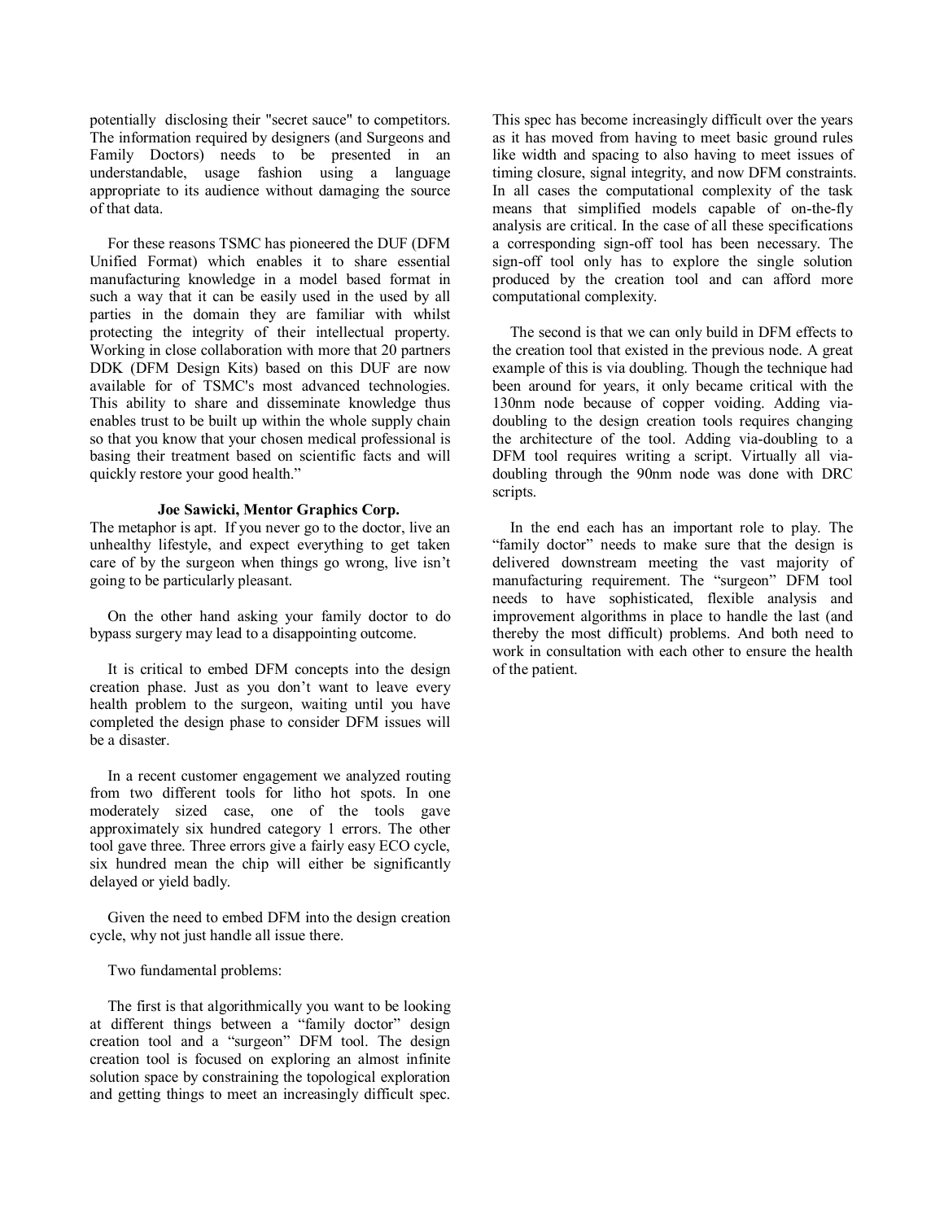potentially disclosing their "secret sauce" to competitors. The information required by designers (and Surgeons and Family Doctors) needs to be presented in an understandable, usage fashion using a language appropriate to its audience without damaging the source of that data.

For these reasons TSMC has pioneered the DUF (DFM Unified Format) which enables it to share essential manufacturing knowledge in a model based format in such a way that it can be easily used in the used by all parties in the domain they are familiar with whilst protecting the integrity of their intellectual property. Working in close collaboration with more that 20 partners DDK (DFM Design Kits) based on this DUF are now available for of TSMC's most advanced technologies. This ability to share and disseminate knowledge thus enables trust to be built up within the whole supply chain so that you know that your chosen medical professional is basing their treatment based on scientific facts and will quickly restore your good health."

**Joe Sawicki, Mentor Graphics Corp.**

The metaphor is apt. If you never go to the doctor, live an unhealthy lifestyle, and expect everything to get taken care of by the surgeon when things go wrong, live isn't going to be particularly pleasant.

On the other hand asking your family doctor to do bypass surgery may lead to a disappointing outcome.

It is critical to embed DFM concepts into the design creation phase. Just as you don't want to leave every health problem to the surgeon, waiting until you have completed the design phase to consider DFM issues will be a disaster.

In a recent customer engagement we analyzed routing from two different tools for litho hot spots. In one moderately sized case, one of the tools gave approximately six hundred category 1 errors. The other tool gave three. Three errors give a fairly easy ECO cycle, six hundred mean the chip will either be significantly delayed or yield badly.

Given the need to embed DFM into the design creation cycle, why not just handle all issue there.

Two fundamental problems:

The first is that algorithmically you want to be looking at different things between a "family doctor" design creation tool and a "surgeon" DFM tool. The design creation tool is focused on exploring an almost infinite solution space by constraining the topological exploration and getting things to meet an increasingly difficult spec. This spec has become increasingly difficult over the years as it has moved from having to meet basic ground rules like width and spacing to also having to meet issues of timing closure, signal integrity, and now DFM constraints. In all cases the computational complexity of the task means that simplified models capable of on-the-fly analysis are critical. In the case of all these specifications a corresponding sign-off tool has been necessary. The sign-off tool only has to explore the single solution produced by the creation tool and can afford more computational complexity.

The second is that we can only build in DFM effects to the creation tool that existed in the previous node. A great example of this is via doubling. Though the technique had been around for years, it only became critical with the 130nm node because of copper voiding. Adding via-doubling to the design creation tools requires changing the architecture of the tool. Adding via-doubling to a DFM tool requires writing a script. Virtually all via-doubling through the 90nm node was done with DRC scripts.

In the end each has an important role to play. The "family doctor" needs to make sure that the design is delivered downstream meeting the vast majority of manufacturing requirement. The "surgeon" DFM tool needs to have sophisticated, flexible analysis and improvement algorithms in place to handle the last (and thereby the most difficult) problems. And both need to work in consultation with each other to ensure the health of the patient.